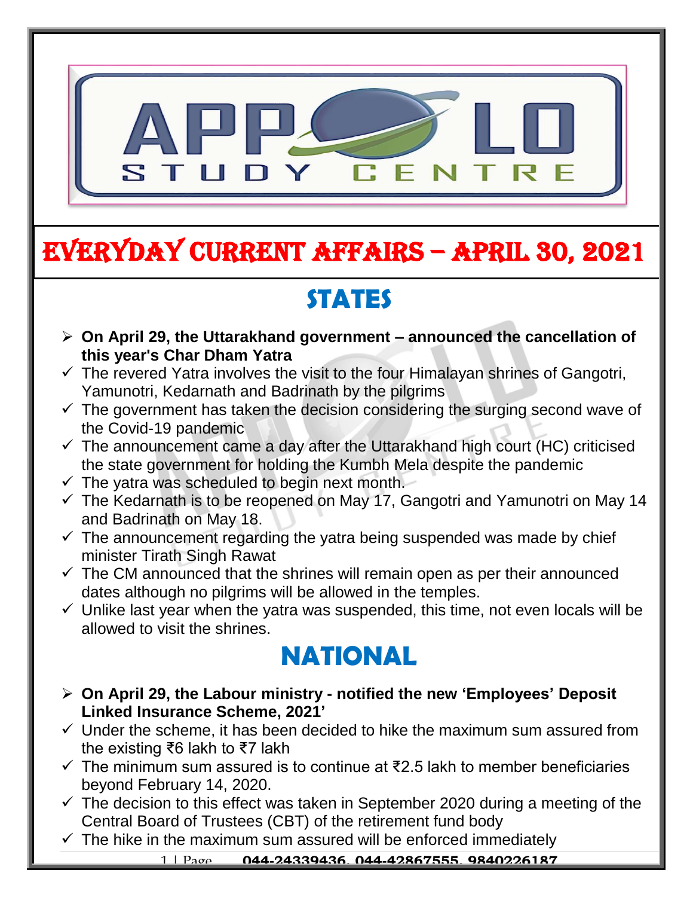# EVERYDAY CURRENT AFFAIRS – APRIL 30, 2021

## STATES

- **On April 29, the Uttarakhand government – announced the cancellation of this year's Char Dham Yatra**
  - ✓ The revered Yatra involves the visit to the four Himalayan shrines of Gangotri, Yamunotri, Kedarnath and Badrinath by the pilgrims
  - ✓ The government has taken the decision considering the surging second wave of the Covid-19 pandemic
  - ✓ The announcement came a day after the Uttarakhand high court (HC) criticised the state government for holding the Kumbh Mela despite the pandemic
  - ✓ The yatra was scheduled to begin next month.
  - ✓ The Kedarnath is to be reopened on May 17, Gangotri and Yamunotri on May 14 and Badrinath on May 18.
  - ✓ The announcement regarding the yatra being suspended was made by chief minister Tirath Singh Rawat
  - ✓ The CM announced that the shrines will remain open as per their announced dates although no pilgrims will be allowed in the temples.
  - ✓ Unlike last year when the yatra was suspended, this time, not even locals will be allowed to visit the shrines.

## NATIONAL

- **On April 29, the Labour ministry - notified the new 'Employees' Deposit Linked Insurance Scheme, 2021'**
  - ✓ Under the scheme, it has been decided to hike the maximum sum assured from the existing ₹6 lakh to ₹7 lakh
  - ✓ The minimum sum assured is to continue at ₹2.5 lakh to member beneficiaries beyond February 14, 2020.
  - ✓ The decision to this effect was taken in September 2020 during a meeting of the Central Board of Trustees (CBT) of the retirement fund body
  - ✓ The hike in the maximum sum assured will be enforced immediately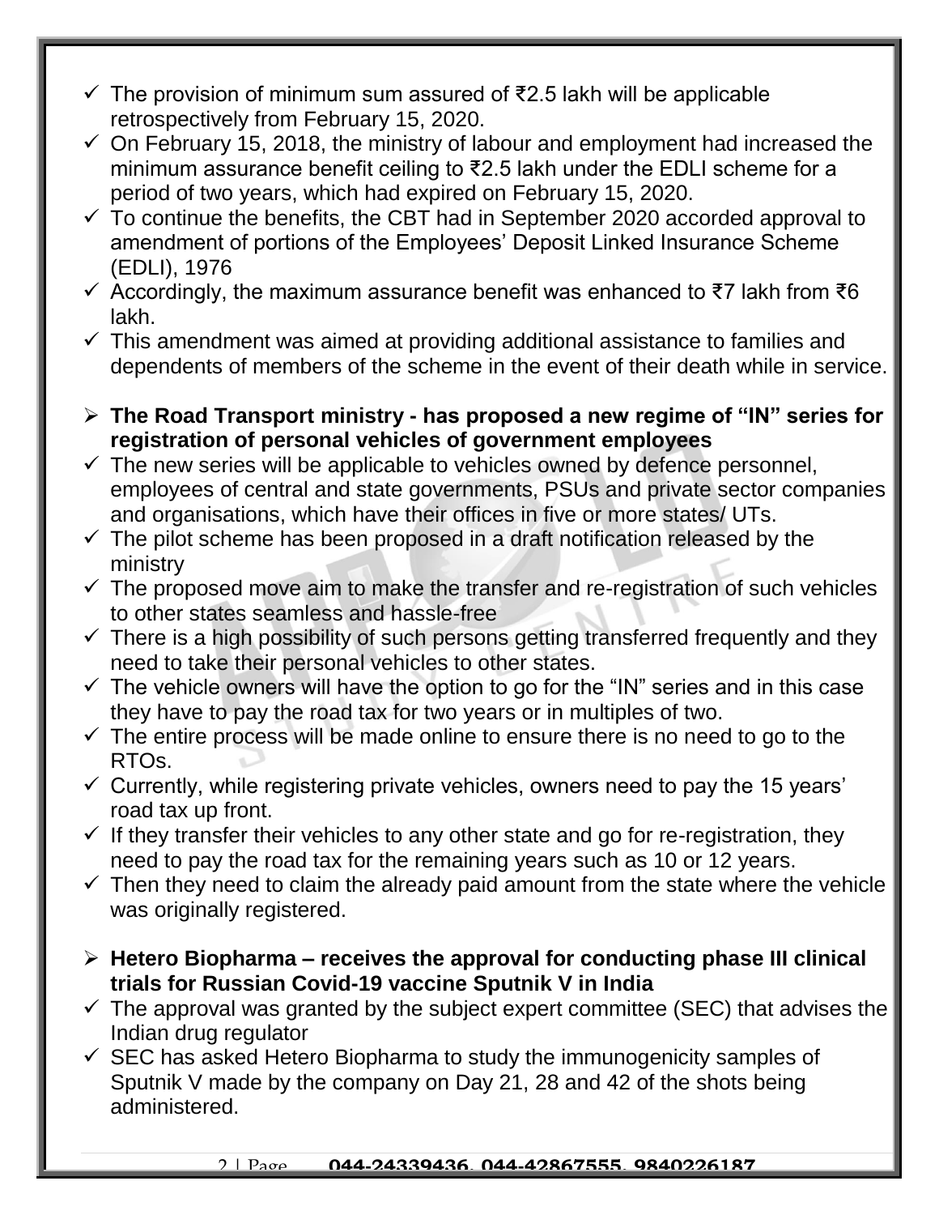- ✓ The provision of minimum sum assured of ₹2.5 lakh will be applicable retrospectively from February 15, 2020.
- ✓ On February 15, 2018, the ministry of labour and employment had increased the minimum assurance benefit ceiling to ₹2.5 lakh under the EDLI scheme for a period of two years, which had expired on February 15, 2020.
- ✓ To continue the benefits, the CBT had in September 2020 accorded approval to amendment of portions of the Employees' Deposit Linked Insurance Scheme (EDLI), 1976
- ✓ Accordingly, the maximum assurance benefit was enhanced to ₹7 lakh from ₹6 lakh.
- ✓ This amendment was aimed at providing additional assistance to families and dependents of members of the scheme in the event of their death while in service.

➢ **The Road Transport ministry - has proposed a new regime of "IN" series for registration of personal vehicles of government employees**

- ✓ The new series will be applicable to vehicles owned by defence personnel, employees of central and state governments, PSUs and private sector companies and organisations, which have their offices in five or more states/ UTs.
- ✓ The pilot scheme has been proposed in a draft notification released by the ministry
- ✓ The proposed move aim to make the transfer and re-registration of such vehicles to other states seamless and hassle-free
- ✓ There is a high possibility of such persons getting transferred frequently and they need to take their personal vehicles to other states.
- ✓ The vehicle owners will have the option to go for the "IN" series and in this case they have to pay the road tax for two years or in multiples of two.
- ✓ The entire process will be made online to ensure there is no need to go to the RTOs.
- ✓ Currently, while registering private vehicles, owners need to pay the 15 years' road tax up front.
- ✓ If they transfer their vehicles to any other state and go for re-registration, they need to pay the road tax for the remaining years such as 10 or 12 years.
- ✓ Then they need to claim the already paid amount from the state where the vehicle was originally registered.

➢ **Hetero Biopharma – receives the approval for conducting phase III clinical trials for Russian Covid-19 vaccine Sputnik V in India**

- ✓ The approval was granted by the subject expert committee (SEC) that advises the Indian drug regulator
- ✓ SEC has asked Hetero Biopharma to study the immunogenicity samples of Sputnik V made by the company on Day 21, 28 and 42 of the shots being administered.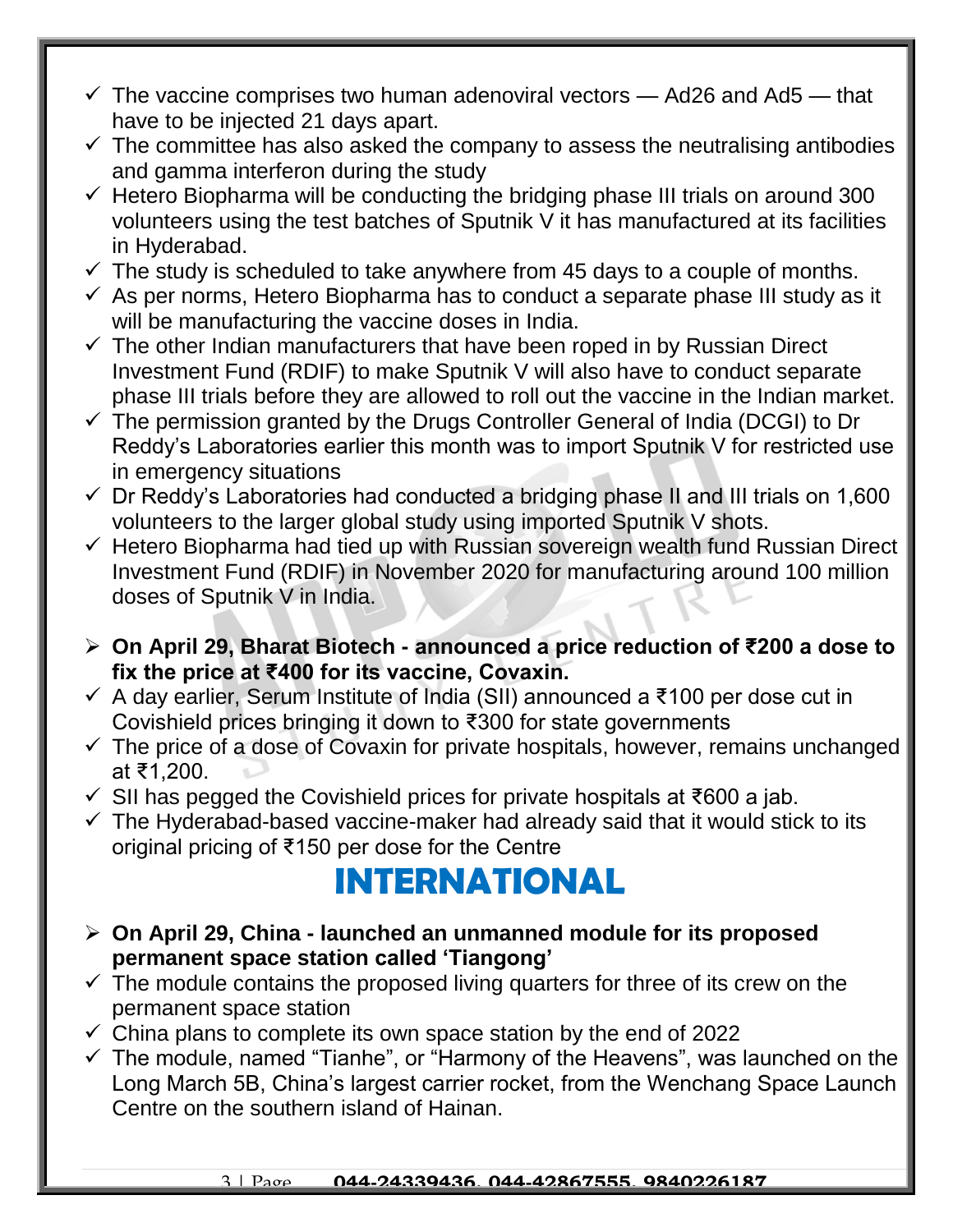- ✓ The vaccine comprises two human adenoviral vectors — Ad26 and Ad5 — that have to be injected 21 days apart.
- ✓ The committee has also asked the company to assess the neutralising antibodies and gamma interferon during the study
- ✓ Hetero Biopharma will be conducting the bridging phase III trials on around 300 volunteers using the test batches of Sputnik V it has manufactured at its facilities in Hyderabad.
- ✓ The study is scheduled to take anywhere from 45 days to a couple of months.
- ✓ As per norms, Hetero Biopharma has to conduct a separate phase III study as it will be manufacturing the vaccine doses in India.
- ✓ The other Indian manufacturers that have been roped in by Russian Direct Investment Fund (RDIF) to make Sputnik V will also have to conduct separate phase III trials before they are allowed to roll out the vaccine in the Indian market.
- ✓ The permission granted by the Drugs Controller General of India (DCGI) to Dr Reddy's Laboratories earlier this month was to import Sputnik V for restricted use in emergency situations
- ✓ Dr Reddy's Laboratories had conducted a bridging phase II and III trials on 1,600 volunteers to the larger global study using imported Sputnik V shots.
- ✓ Hetero Biopharma had tied up with Russian sovereign wealth fund Russian Direct Investment Fund (RDIF) in November 2020 for manufacturing around 100 million doses of Sputnik V in India.

- **On April 29, Bharat Biotech - announced a price reduction of ₹200 a dose to fix the price at ₹400 for its vaccine, Covaxin.**
- ✓ A day earlier, Serum Institute of India (SII) announced a ₹100 per dose cut in Covishield prices bringing it down to ₹300 for state governments
- ✓ The price of a dose of Covaxin for private hospitals, however, remains unchanged at ₹1,200.
- ✓ SII has pegged the Covishield prices for private hospitals at ₹600 a jab.
- ✓ The Hyderabad-based vaccine-maker had already said that it would stick to its original pricing of ₹150 per dose for the Centre

# INTERNATIONAL

- **On April 29, China - launched an unmanned module for its proposed permanent space station called 'Tiangong'**
- ✓ The module contains the proposed living quarters for three of its crew on the permanent space station
- ✓ China plans to complete its own space station by the end of 2022
- ✓ The module, named "Tianhe", or "Harmony of the Heavens", was launched on the Long March 5B, China's largest carrier rocket, from the Wenchang Space Launch Centre on the southern island of Hainan.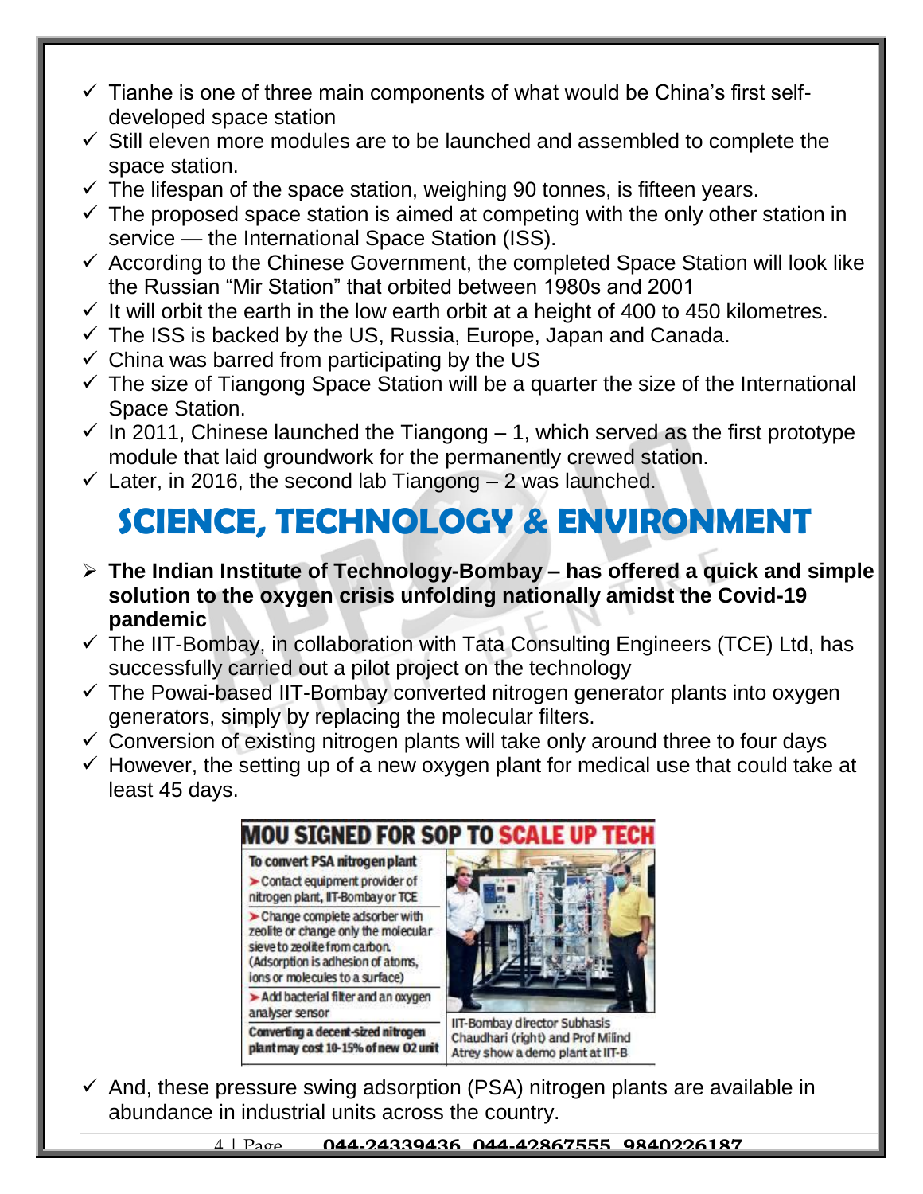- ✓ Tianhe is one of three main components of what would be China's first self-developed space station
- ✓ Still eleven more modules are to be launched and assembled to complete the space station.
- ✓ The lifespan of the space station, weighing 90 tonnes, is fifteen years.
- ✓ The proposed space station is aimed at competing with the only other station in service — the International Space Station (ISS).
- ✓ According to the Chinese Government, the completed Space Station will look like the Russian "Mir Station" that orbited between 1980s and 2001
- ✓ It will orbit the earth in the low earth orbit at a height of 400 to 450 kilometres.
- ✓ The ISS is backed by the US, Russia, Europe, Japan and Canada.
- ✓ China was barred from participating by the US
- ✓ The size of Tiangong Space Station will be a quarter the size of the International Space Station.
- ✓ In 2011, Chinese launched the Tiangong – 1, which served as the first prototype module that laid groundwork for the permanently crewed station.
- ✓ Later, in 2016, the second lab Tiangong – 2 was launched.

# SCIENCE, TECHNOLOGY & ENVIRONMENT

- ➢ **The Indian Institute of Technology-Bombay – has offered a quick and simple solution to the oxygen crisis unfolding nationally amidst the Covid-19 pandemic**
- ✓ The IIT-Bombay, in collaboration with Tata Consulting Engineers (TCE) Ltd, has successfully carried out a pilot project on the technology
- ✓ The Powai-based IIT-Bombay converted nitrogen generator plants into oxygen generators, simply by replacing the molecular filters.
- ✓ Conversion of existing nitrogen plants will take only around three to four days
- ✓ However, the setting up of a new oxygen plant for medical use that could take at least 45 days.

**MOU SIGNED FOR SOP TO SCALE UP TECH**

**To convert PSA nitrogen plant**

- Contact equipment provider of nitrogen plant, IIT-Bombay or TCE
- Change complete adsorber with zeolite or change only the molecular sieve to zeolite from carbon. (Adsorption is adhesion of atoms, ions or molecules to a surface)
- Add bacterial filter and an oxygen analyser sensor

**Converting a decent-sized nitrogen plant may cost 10-15% of new O2 unit**

IIT-Bombay director Subhasis Chaudhari (right) and Prof Milind Atrey show a demo plant at IIT-B

- ✓ And, these pressure swing adsorption (PSA) nitrogen plants are available in abundance in industrial units across the country.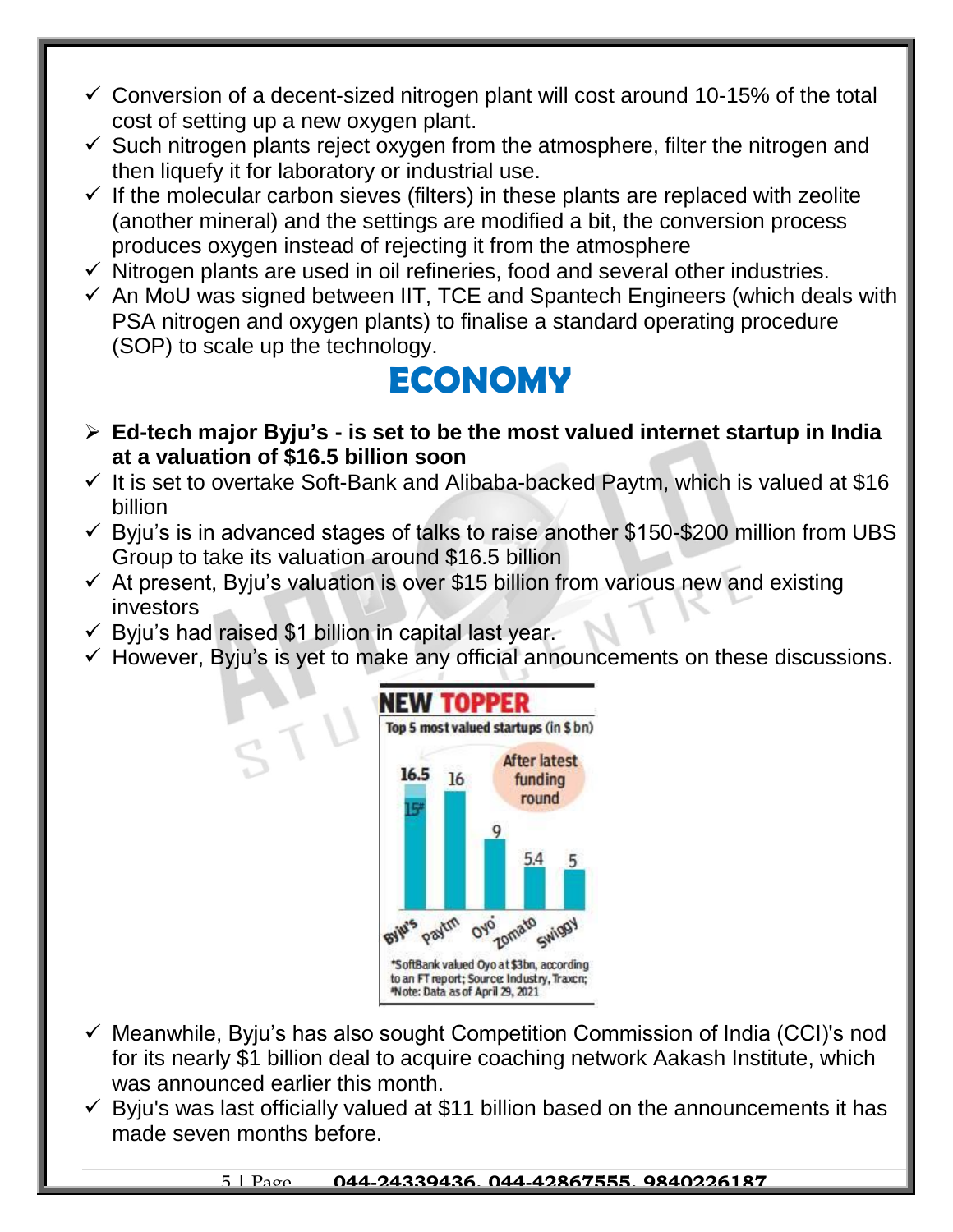- ✓ Conversion of a decent-sized nitrogen plant will cost around 10-15% of the total cost of setting up a new oxygen plant.
- ✓ Such nitrogen plants reject oxygen from the atmosphere, filter the nitrogen and then liquefy it for laboratory or industrial use.
- ✓ If the molecular carbon sieves (filters) in these plants are replaced with zeolite (another mineral) and the settings are modified a bit, the conversion process produces oxygen instead of rejecting it from the atmosphere
- ✓ Nitrogen plants are used in oil refineries, food and several other industries.
- ✓ An MoU was signed between IIT, TCE and Spantech Engineers (which deals with PSA nitrogen and oxygen plants) to finalise a standard operating procedure (SOP) to scale up the technology.

# ECONOMY

- ➢ **Ed-tech major Byju's - is set to be the most valued internet startup in India at a valuation of $16.5 billion soon**
- ✓ It is set to overtake Soft-Bank and Alibaba-backed Paytm, which is valued at $16 billion
- ✓ Byju's is in advanced stages of talks to raise another $150-$200 million from UBS Group to take its valuation around $16.5 billion
- ✓ At present, Byju's valuation is over $15 billion from various new and existing investors
- ✓ Byju's had raised $1 billion in capital last year.
- ✓ However, Byju's is yet to make any official announcements on these discussions.

**NEW TOPPER**

Top 5 most valued startups (in $ bn)

| Startup | Valuation |
|---|---|
| Byju's | 16.5 (After latest funding round); 15# |
| Paytm | 16 |
| Oyo* | 9 |
| Zomato | 5.4 |
| Swiggy | 5 |

*SoftBank valued Oyo at $3bn, according to an FT report; Source: Industry, Traxcn; #Note: Data as of April 29, 2021

- ✓ Meanwhile, Byju's has also sought Competition Commission of India (CCI)'s nod for its nearly $1 billion deal to acquire coaching network Aakash Institute, which was announced earlier this month.
- ✓ Byju's was last officially valued at $11 billion based on the announcements it has made seven months before.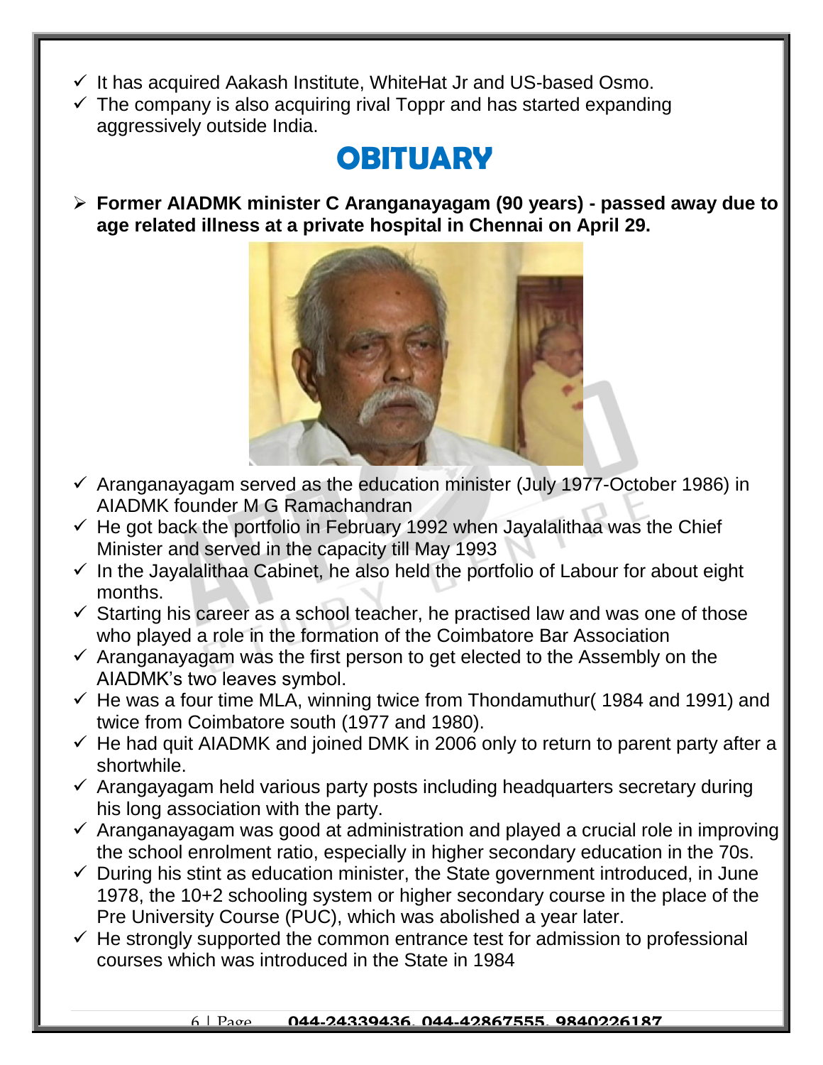- It has acquired Aakash Institute, WhiteHat Jr and US-based Osmo.
- The company is also acquiring rival Toppr and has started expanding aggressively outside India.

# OBITUARY

- **Former AIADMK minister C Aranganayagam (90 years) - passed away due to age related illness at a private hospital in Chennai on April 29.**

  - Aranganayagam served as the education minister (July 1977-October 1986) in AIADMK founder M G Ramachandran
  - He got back the portfolio in February 1992 when Jayalalithaa was the Chief Minister and served in the capacity till May 1993
  - In the Jayalalithaa Cabinet, he also held the portfolio of Labour for about eight months.
  - Starting his career as a school teacher, he practised law and was one of those who played a role in the formation of the Coimbatore Bar Association
  - Aranganayagam was the first person to get elected to the Assembly on the AIADMK's two leaves symbol.
  - He was a four time MLA, winning twice from Thondamuthur( 1984 and 1991) and twice from Coimbatore south (1977 and 1980).
  - He had quit AIADMK and joined DMK in 2006 only to return to parent party after a shortwhile.
  - Arangayagam held various party posts including headquarters secretary during his long association with the party.
  - Aranganayagam was good at administration and played a crucial role in improving the school enrolment ratio, especially in higher secondary education in the 70s.
  - During his stint as education minister, the State government introduced, in June 1978, the 10+2 schooling system or higher secondary course in the place of the Pre University Course (PUC), which was abolished a year later.
  - He strongly supported the common entrance test for admission to professional courses which was introduced in the State in 1984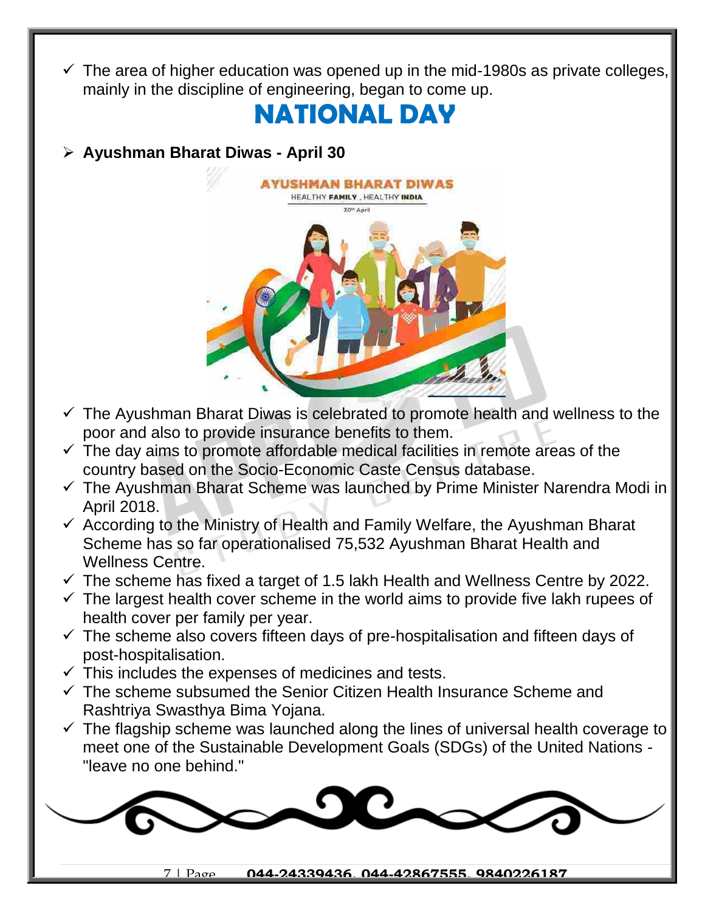- The area of higher education was opened up in the mid-1980s as private colleges, mainly in the discipline of engineering, began to come up.

# NATIONAL DAY

- **Ayushman Bharat Diwas - April 30**

- The Ayushman Bharat Diwas is celebrated to promote health and wellness to the poor and also to provide insurance benefits to them.
- The day aims to promote affordable medical facilities in remote areas of the country based on the Socio-Economic Caste Census database.
- The Ayushman Bharat Scheme was launched by Prime Minister Narendra Modi in April 2018.
- According to the Ministry of Health and Family Welfare, the Ayushman Bharat Scheme has so far operationalised 75,532 Ayushman Bharat Health and Wellness Centre.
- The scheme has fixed a target of 1.5 lakh Health and Wellness Centre by 2022.
- The largest health cover scheme in the world aims to provide five lakh rupees of health cover per family per year.
- The scheme also covers fifteen days of pre-hospitalisation and fifteen days of post-hospitalisation.
- This includes the expenses of medicines and tests.
- The scheme subsumed the Senior Citizen Health Insurance Scheme and Rashtriya Swasthya Bima Yojana.
- The flagship scheme was launched along the lines of universal health coverage to meet one of the Sustainable Development Goals (SDGs) of the United Nations - "leave no one behind."